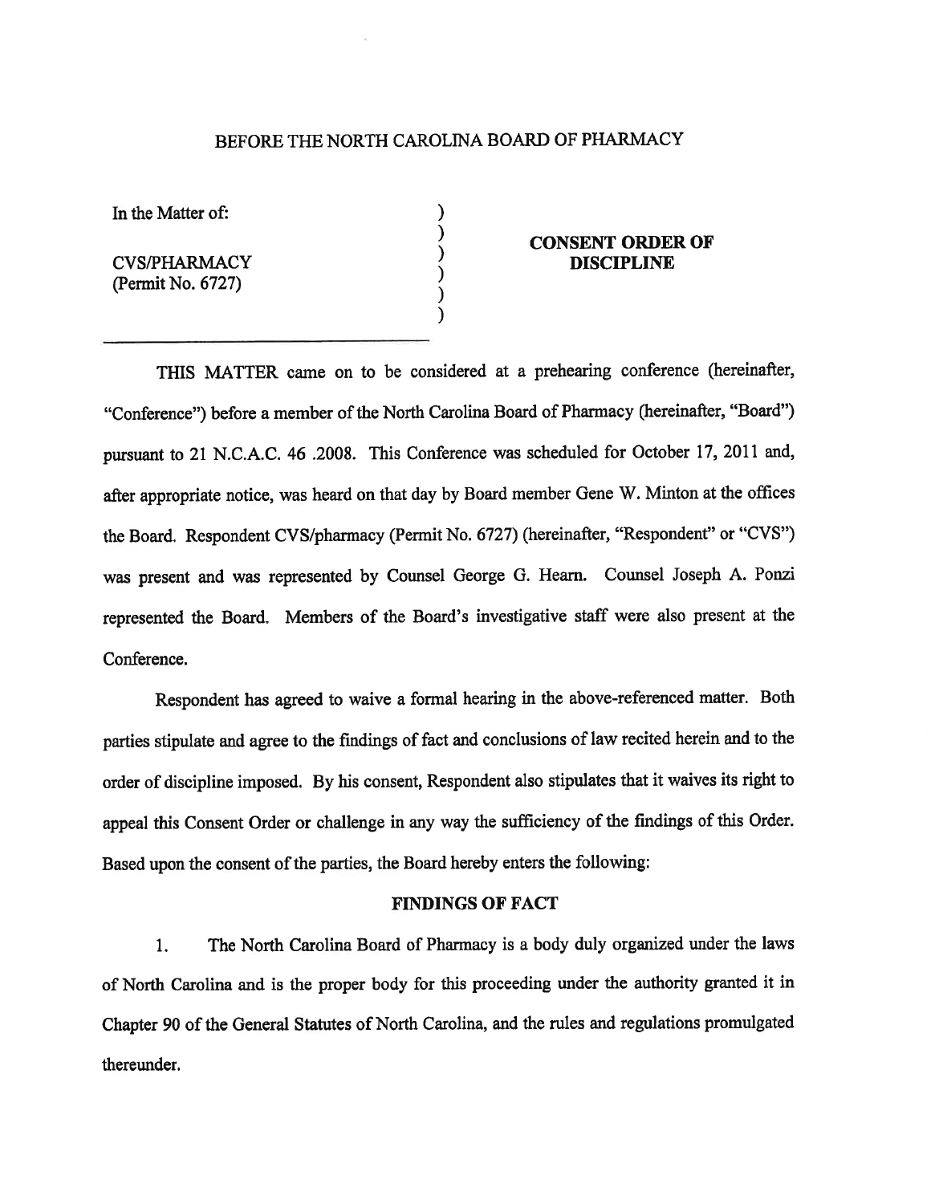BEFORE THE NORTH CAROLINA BOARD OF PHARMACY

| | |
|---|---|
| In the Matter of:<br><br>CVS/PHARMACY<br>(Permit No. 6727) | **CONSENT ORDER OF DISCIPLINE** |

THIS MATTER came on to be considered at a prehearing conference (hereinafter, "Conference") before a member of the North Carolina Board of Pharmacy (hereinafter, "Board") pursuant to 21 N.C.A.C. 46 .2008. This Conference was scheduled for October 17, 2011 and, after appropriate notice, was heard on that day by Board member Gene W. Minton at the offices the Board. Respondent CVS/pharmacy (Permit No. 6727) (hereinafter, "Respondent" or "CVS") was present and was represented by Counsel George G. Hearn. Counsel Joseph A. Ponzi represented the Board. Members of the Board's investigative staff were also present at the Conference.

Respondent has agreed to waive a formal hearing in the above-referenced matter. Both parties stipulate and agree to the findings of fact and conclusions of law recited herein and to the order of discipline imposed. By his consent, Respondent also stipulates that it waives its right to appeal this Consent Order or challenge in any way the sufficiency of the findings of this Order. Based upon the consent of the parties, the Board hereby enters the following:

## FINDINGS OF FACT

1. The North Carolina Board of Pharmacy is a body duly organized under the laws of North Carolina and is the proper body for this proceeding under the authority granted it in Chapter 90 of the General Statutes of North Carolina, and the rules and regulations promulgated thereunder.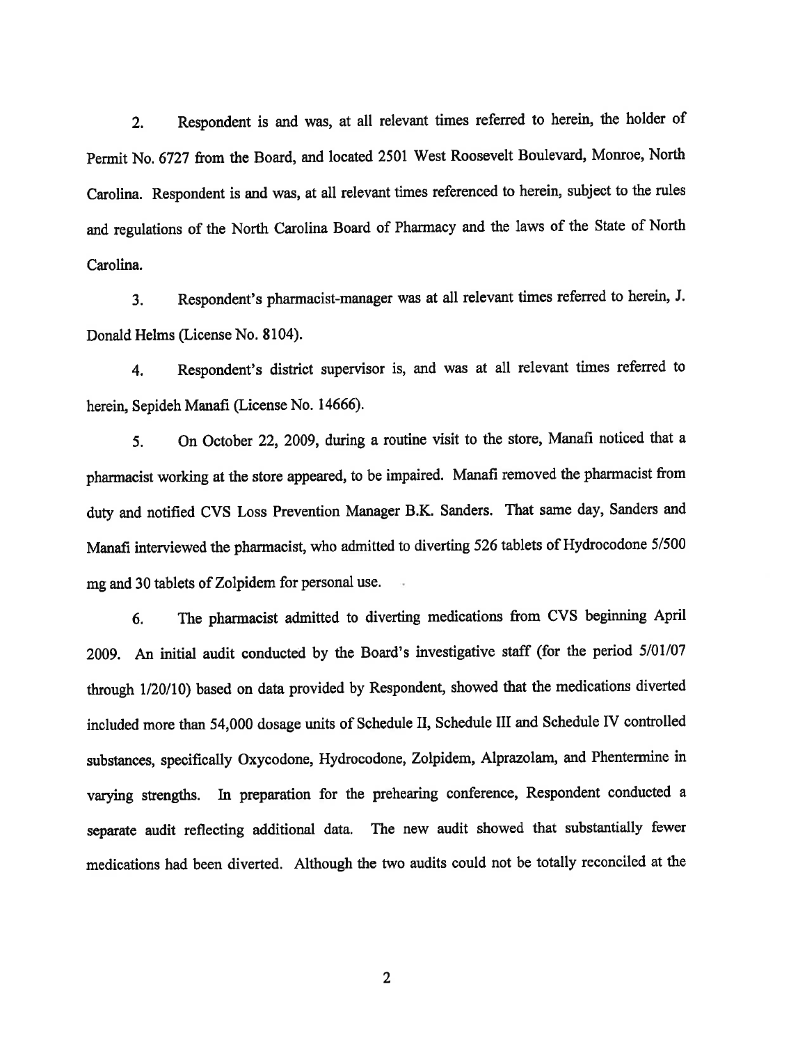2. Respondent is and was, at all relevant times referred to herein, the holder of Permit No. 6727 from the Board, and located 2501 West Roosevelt Boulevard, Monroe, North Carolina. Respondent is and was, at all relevant times referenced to herein, subject to the rules and regulations of the North Carolina Board of Pharmacy and the laws of the State of North Carolina.

3. Respondent's pharmacist-manager was at all relevant times referred to herein, J. Donald Helms (License No. 8104).

4. Respondent's district supervisor is, and was at all relevant times referred to herein, Sepideh Manafi (License No. 14666).

5. On October 22, 2009, during a routine visit to the store, Manafi noticed that a pharmacist working at the store appeared, to be impaired. Manafi removed the pharmacist from duty and notified CVS Loss Prevention Manager B.K. Sanders. That same day, Sanders and Manafi interviewed the pharmacist, who admitted to diverting 526 tablets of Hydrocodone 5/500 mg and 30 tablets of Zolpidem for personal use.

6. The pharmacist admitted to diverting medications from CVS beginning April 2009. An initial audit conducted by the Board's investigative staff (for the period 5/01/07 through 1/20/10) based on data provided by Respondent, showed that the medications diverted included more than 54,000 dosage units of Schedule II, Schedule III and Schedule IV controlled substances, specifically Oxycodone, Hydrocodone, Zolpidem, Alprazolam, and Phentermine in varying strengths. In preparation for the prehearing conference, Respondent conducted a separate audit reflecting additional data. The new audit showed that substantially fewer medications had been diverted. Although the two audits could not be totally reconciled at the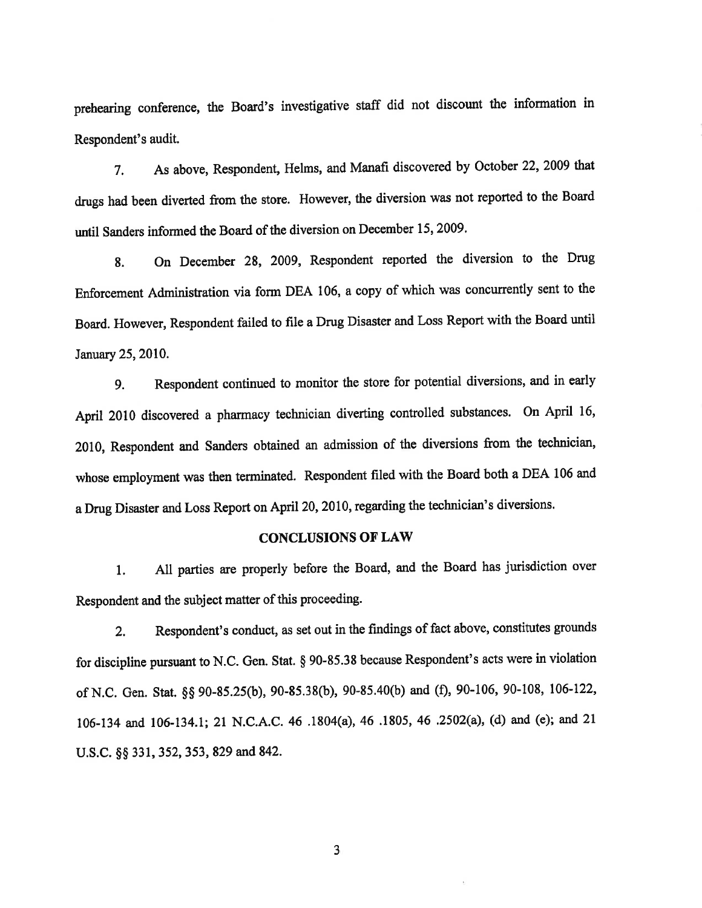prehearing conference, the Board's investigative staff did not discount the information in Respondent's audit.

7. As above, Respondent, Helms, and Manafi discovered by October 22, 2009 that drugs had been diverted from the store. However, the diversion was not reported to the Board until Sanders informed the Board of the diversion on December 15, 2009.

8. On December 28, 2009, Respondent reported the diversion to the Drug Enforcement Administration via form DEA 106, a copy of which was concurrently sent to the Board. However, Respondent failed to file a Drug Disaster and Loss Report with the Board until January 25, 2010.

9. Respondent continued to monitor the store for potential diversions, and in early April 2010 discovered a pharmacy technician diverting controlled substances. On April 16, 2010, Respondent and Sanders obtained an admission of the diversions from the technician, whose employment was then terminated. Respondent filed with the Board both a DEA 106 and a Drug Disaster and Loss Report on April 20, 2010, regarding the technician's diversions.

## CONCLUSIONS OF LAW

1. All parties are properly before the Board, and the Board has jurisdiction over Respondent and the subject matter of this proceeding.

2. Respondent's conduct, as set out in the findings of fact above, constitutes grounds for discipline pursuant to N.C. Gen. Stat. § 90-85.38 because Respondent's acts were in violation of N.C. Gen. Stat. §§ 90-85.25(b), 90-85.38(b), 90-85.40(b) and (f), 90-106, 90-108, 106-122, 106-134 and 106-134.1; 21 N.C.A.C. 46 .1804(a), 46 .1805, 46 .2502(a), (d) and (e); and 21 U.S.C. §§ 331, 352, 353, 829 and 842.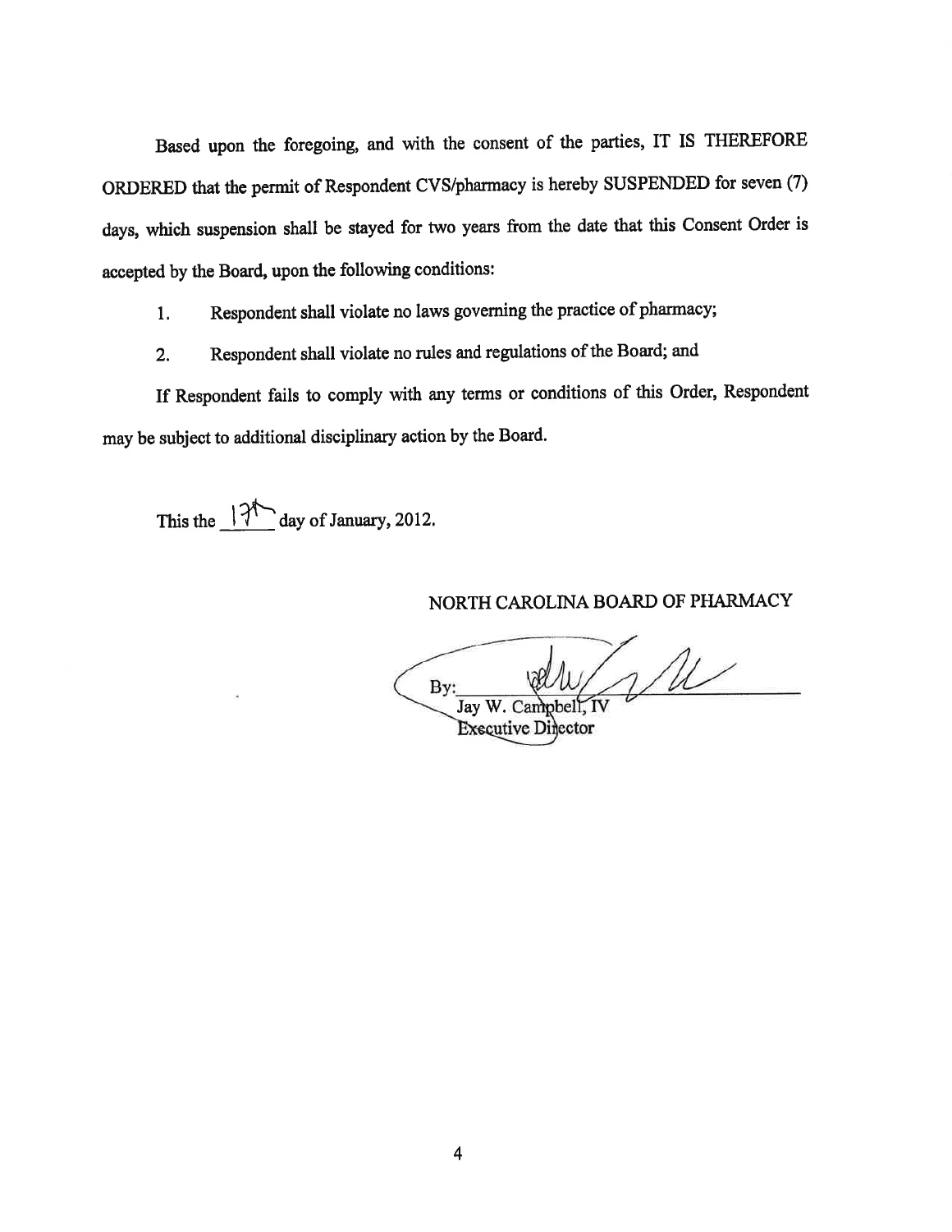Based upon the foregoing, and with the consent of the parties, IT IS THEREFORE ORDERED that the permit of Respondent CVS/pharmacy is hereby SUSPENDED for seven (7) days, which suspension shall be stayed for two years from the date that this Consent Order is accepted by the Board, upon the following conditions:

1. Respondent shall violate no laws governing the practice of pharmacy;

2. Respondent shall violate no rules and regulations of the Board; and

If Respondent fails to comply with any terms or conditions of this Order, Respondent may be subject to additional disciplinary action by the Board.

This the 17th day of January, 2012.

NORTH CAROLINA BOARD OF PHARMACY

By: ______________________
Jay W. Campbell, IV
Executive Director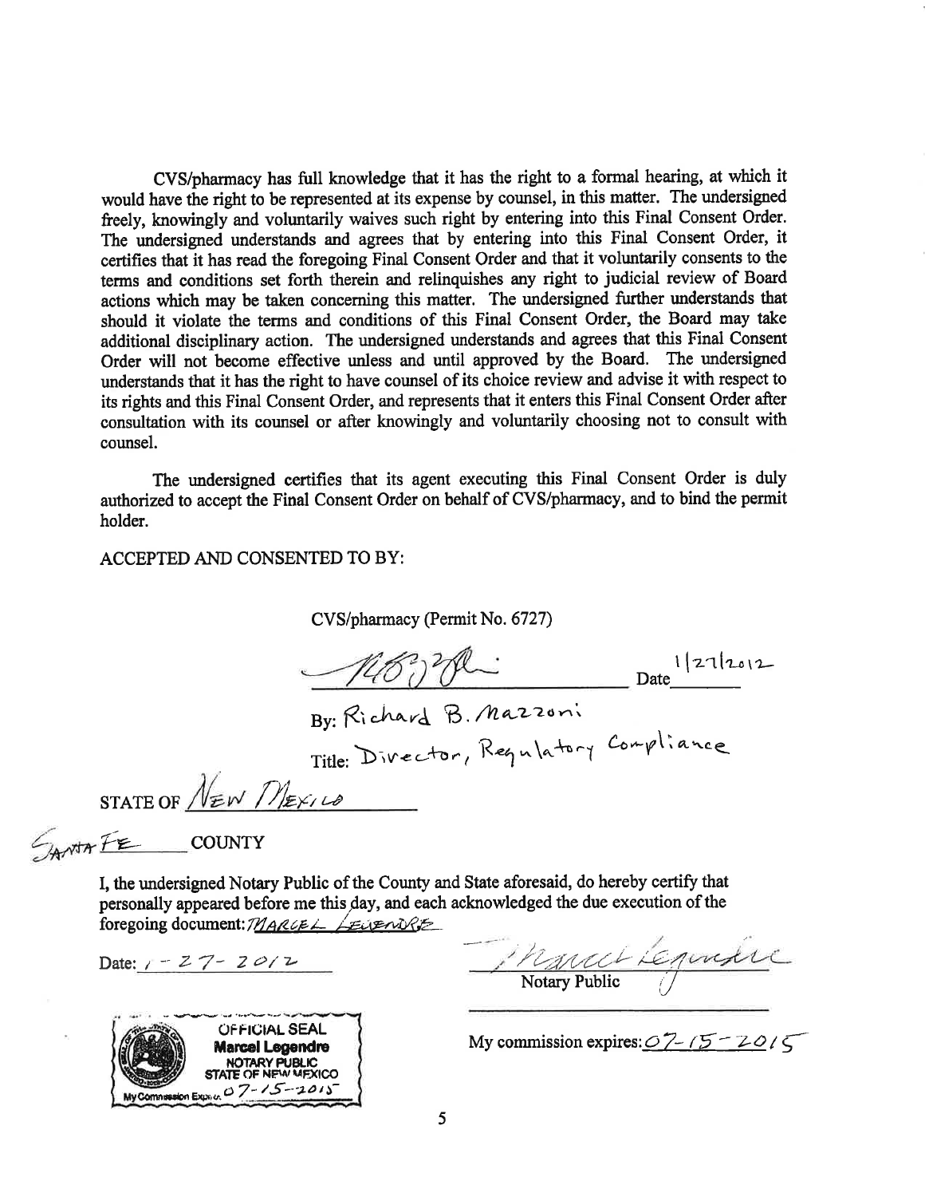CVS/pharmacy has full knowledge that it has the right to a formal hearing, at which it would have the right to be represented at its expense by counsel, in this matter. The undersigned freely, knowingly and voluntarily waives such right by entering into this Final Consent Order. The undersigned understands and agrees that by entering into this Final Consent Order, it certifies that it has read the foregoing Final Consent Order and that it voluntarily consents to the terms and conditions set forth therein and relinquishes any right to judicial review of Board actions which may be taken concerning this matter. The undersigned further understands that should it violate the terms and conditions of this Final Consent Order, the Board may take additional disciplinary action. The undersigned understands and agrees that this Final Consent Order will not become effective unless and until approved by the Board. The undersigned understands that it has the right to have counsel of its choice review and advise it with respect to its rights and this Final Consent Order, and represents that it enters this Final Consent Order after consultation with its counsel or after knowingly and voluntarily choosing not to consult with counsel.

The undersigned certifies that its agent executing this Final Consent Order is duly authorized to accept the Final Consent Order on behalf of CVS/pharmacy, and to bind the permit holder.

ACCEPTED AND CONSENTED TO BY:

CVS/pharmacy (Permit No. 6727)

_______________________ Date 1/27/2012

By: Richard B. Mazzoni

Title: Director, Regulatory Compliance

STATE OF New Mexico

Santa Fe COUNTY

I, the undersigned Notary Public of the County and State aforesaid, do hereby certify that personally appeared before me this day, and each acknowledged the due execution of the foregoing document: Marcel Legendre

Date: 1-27-2012

_______________________
Notary Public

OFFICIAL SEAL
Marcel Legendre
NOTARY PUBLIC
STATE OF NEW MEXICO
My Commission Expires: 07-15-2015

My commission expires: 07-15-2015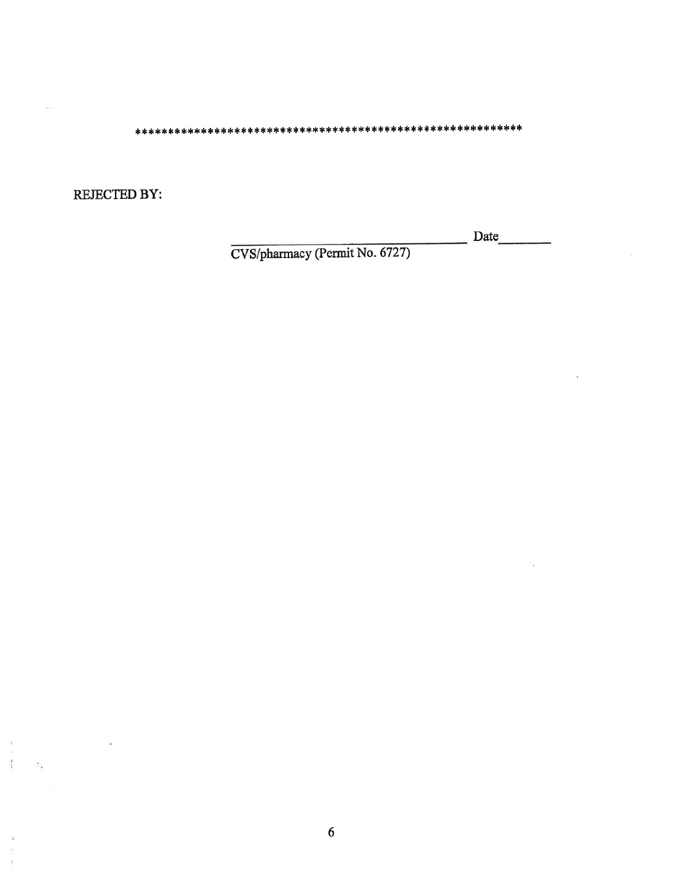*************************************************************

REJECTED BY:

_________________________________ Date_______

CVS/pharmacy (Permit No. 6727)